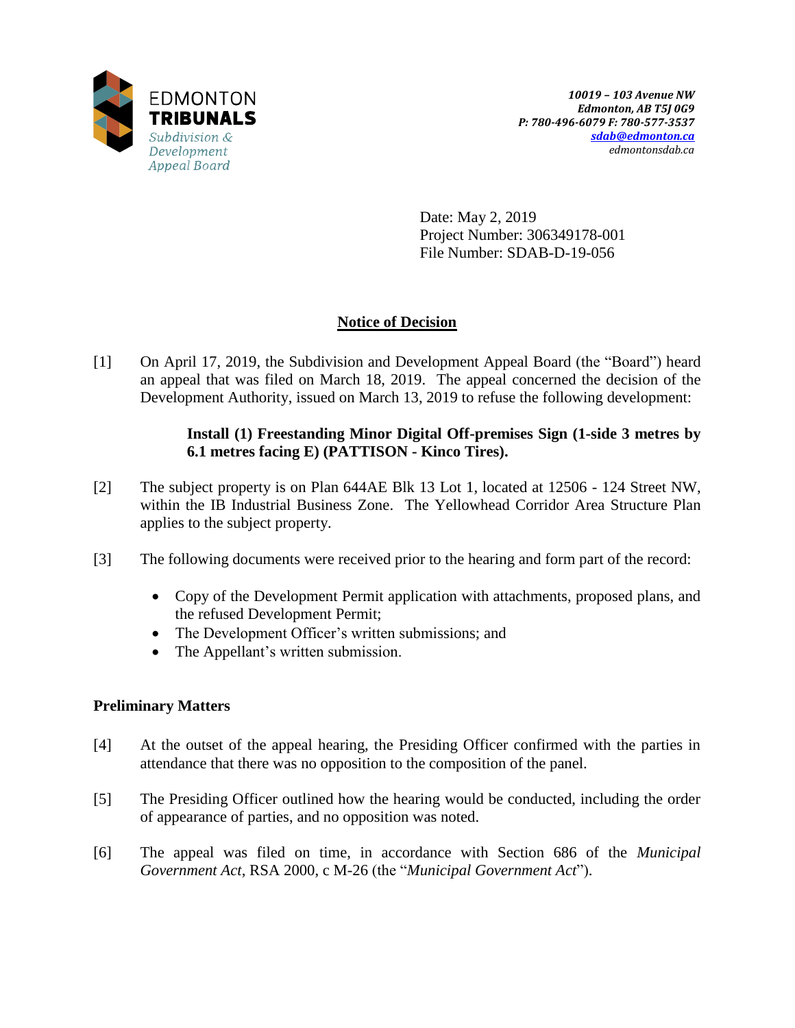EDMONTON **TRIBUNALS**
*Subdivision & Development Appeal Board*

***10019 – 103 Avenue NW***
***Edmonton, AB T5J 0G9***
***P: 780-496-6079 F: 780-577-3537***
***sdab@edmonton.ca***
*edmontonsdab.ca*

Date: May 2, 2019
Project Number: 306349178-001
File Number: SDAB-D-19-056

## Notice of Decision

[1] On April 17, 2019, the Subdivision and Development Appeal Board (the "Board") heard an appeal that was filed on March 18, 2019. The appeal concerned the decision of the Development Authority, issued on March 13, 2019 to refuse the following development:

> **Install (1) Freestanding Minor Digital Off-premises Sign (1-side 3 metres by 6.1 metres facing E) (PATTISON - Kinco Tires).**

[2] The subject property is on Plan 644AE Blk 13 Lot 1, located at 12506 - 124 Street NW, within the IB Industrial Business Zone. The Yellowhead Corridor Area Structure Plan applies to the subject property.

[3] The following documents were received prior to the hearing and form part of the record:

- Copy of the Development Permit application with attachments, proposed plans, and the refused Development Permit;
- The Development Officer's written submissions; and
- The Appellant's written submission.

### Preliminary Matters

[4] At the outset of the appeal hearing, the Presiding Officer confirmed with the parties in attendance that there was no opposition to the composition of the panel.

[5] The Presiding Officer outlined how the hearing would be conducted, including the order of appearance of parties, and no opposition was noted.

[6] The appeal was filed on time, in accordance with Section 686 of the *Municipal Government Act*, RSA 2000, c M-26 (the "*Municipal Government Act*").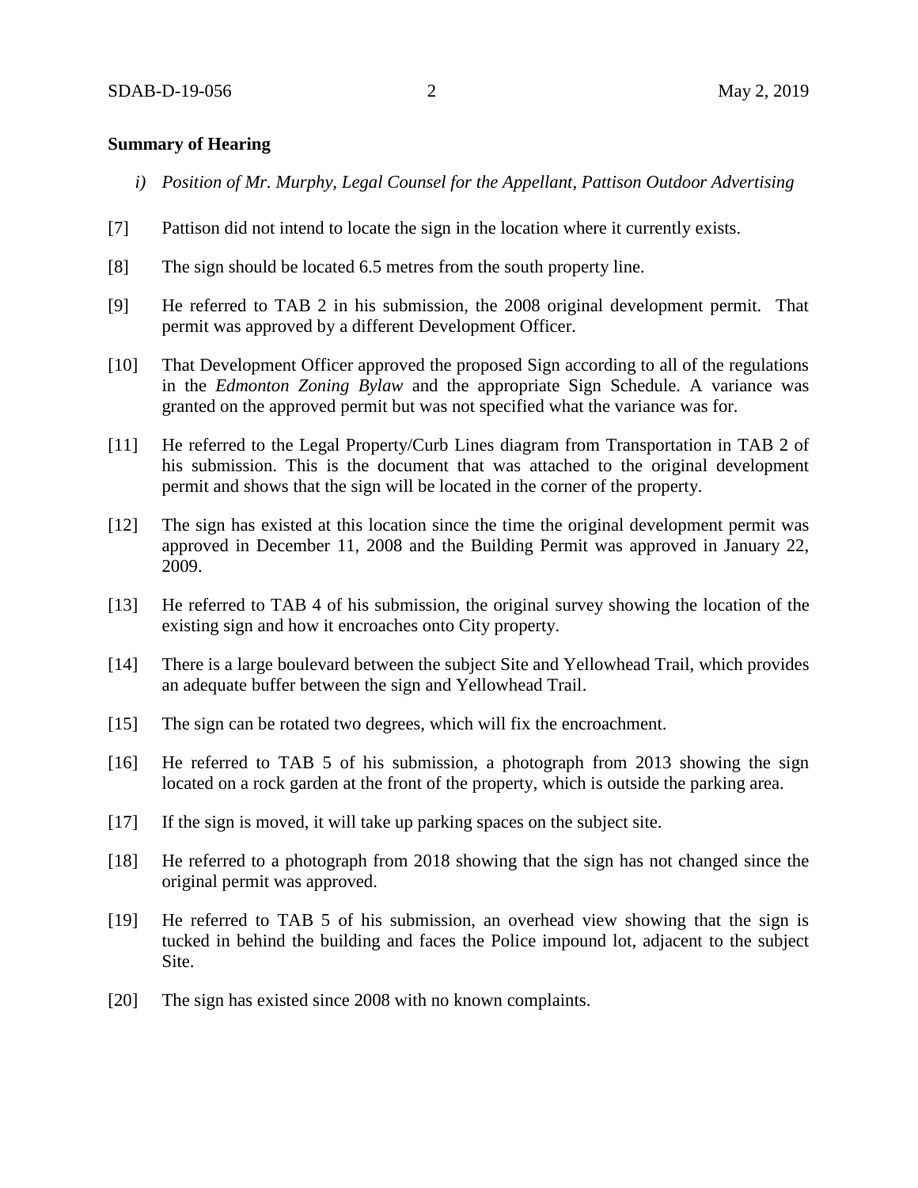**Summary of Hearing**

*i) Position of Mr. Murphy, Legal Counsel for the Appellant, Pattison Outdoor Advertising*

[7] Pattison did not intend to locate the sign in the location where it currently exists.

[8] The sign should be located 6.5 metres from the south property line.

[9] He referred to TAB 2 in his submission, the 2008 original development permit. That permit was approved by a different Development Officer.

[10] That Development Officer approved the proposed Sign according to all of the regulations in the *Edmonton Zoning Bylaw* and the appropriate Sign Schedule. A variance was granted on the approved permit but was not specified what the variance was for.

[11] He referred to the Legal Property/Curb Lines diagram from Transportation in TAB 2 of his submission. This is the document that was attached to the original development permit and shows that the sign will be located in the corner of the property.

[12] The sign has existed at this location since the time the original development permit was approved in December 11, 2008 and the Building Permit was approved in January 22, 2009.

[13] He referred to TAB 4 of his submission, the original survey showing the location of the existing sign and how it encroaches onto City property.

[14] There is a large boulevard between the subject Site and Yellowhead Trail, which provides an adequate buffer between the sign and Yellowhead Trail.

[15] The sign can be rotated two degrees, which will fix the encroachment.

[16] He referred to TAB 5 of his submission, a photograph from 2013 showing the sign located on a rock garden at the front of the property, which is outside the parking area.

[17] If the sign is moved, it will take up parking spaces on the subject site.

[18] He referred to a photograph from 2018 showing that the sign has not changed since the original permit was approved.

[19] He referred to TAB 5 of his submission, an overhead view showing that the sign is tucked in behind the building and faces the Police impound lot, adjacent to the subject Site.

[20] The sign has existed since 2008 with no known complaints.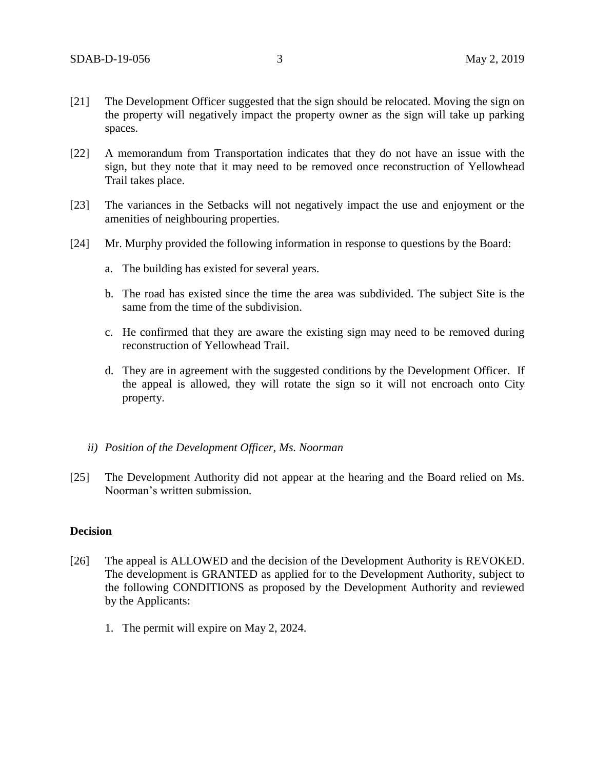[21] The Development Officer suggested that the sign should be relocated. Moving the sign on the property will negatively impact the property owner as the sign will take up parking spaces.

[22] A memorandum from Transportation indicates that they do not have an issue with the sign, but they note that it may need to be removed once reconstruction of Yellowhead Trail takes place.

[23] The variances in the Setbacks will not negatively impact the use and enjoyment or the amenities of neighbouring properties.

[24] Mr. Murphy provided the following information in response to questions by the Board:

a. The building has existed for several years.

b. The road has existed since the time the area was subdivided. The subject Site is the same from the time of the subdivision.

c. He confirmed that they are aware the existing sign may need to be removed during reconstruction of Yellowhead Trail.

d. They are in agreement with the suggested conditions by the Development Officer. If the appeal is allowed, they will rotate the sign so it will not encroach onto City property.

*ii) Position of the Development Officer, Ms. Noorman*

[25] The Development Authority did not appear at the hearing and the Board relied on Ms. Noorman's written submission.

**Decision**

[26] The appeal is ALLOWED and the decision of the Development Authority is REVOKED. The development is GRANTED as applied for to the Development Authority, subject to the following CONDITIONS as proposed by the Development Authority and reviewed by the Applicants:

1. The permit will expire on May 2, 2024.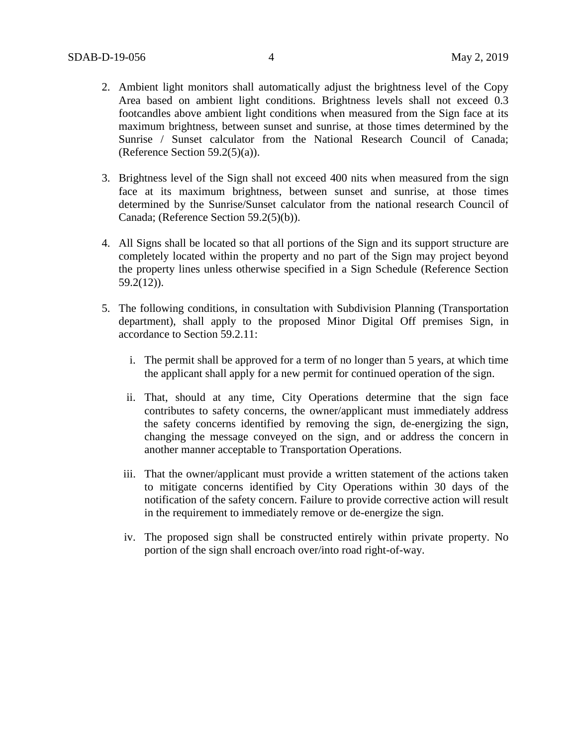2. Ambient light monitors shall automatically adjust the brightness level of the Copy Area based on ambient light conditions. Brightness levels shall not exceed 0.3 footcandles above ambient light conditions when measured from the Sign face at its maximum brightness, between sunset and sunrise, at those times determined by the Sunrise / Sunset calculator from the National Research Council of Canada; (Reference Section 59.2(5)(a)).

3. Brightness level of the Sign shall not exceed 400 nits when measured from the sign face at its maximum brightness, between sunset and sunrise, at those times determined by the Sunrise/Sunset calculator from the national research Council of Canada; (Reference Section 59.2(5)(b)).

4. All Signs shall be located so that all portions of the Sign and its support structure are completely located within the property and no part of the Sign may project beyond the property lines unless otherwise specified in a Sign Schedule (Reference Section 59.2(12)).

5. The following conditions, in consultation with Subdivision Planning (Transportation department), shall apply to the proposed Minor Digital Off premises Sign, in accordance to Section 59.2.11:

   i. The permit shall be approved for a term of no longer than 5 years, at which time the applicant shall apply for a new permit for continued operation of the sign.

   ii. That, should at any time, City Operations determine that the sign face contributes to safety concerns, the owner/applicant must immediately address the safety concerns identified by removing the sign, de-energizing the sign, changing the message conveyed on the sign, and or address the concern in another manner acceptable to Transportation Operations.

   iii. That the owner/applicant must provide a written statement of the actions taken to mitigate concerns identified by City Operations within 30 days of the notification of the safety concern. Failure to provide corrective action will result in the requirement to immediately remove or de-energize the sign.

   iv. The proposed sign shall be constructed entirely within private property. No portion of the sign shall encroach over/into road right-of-way.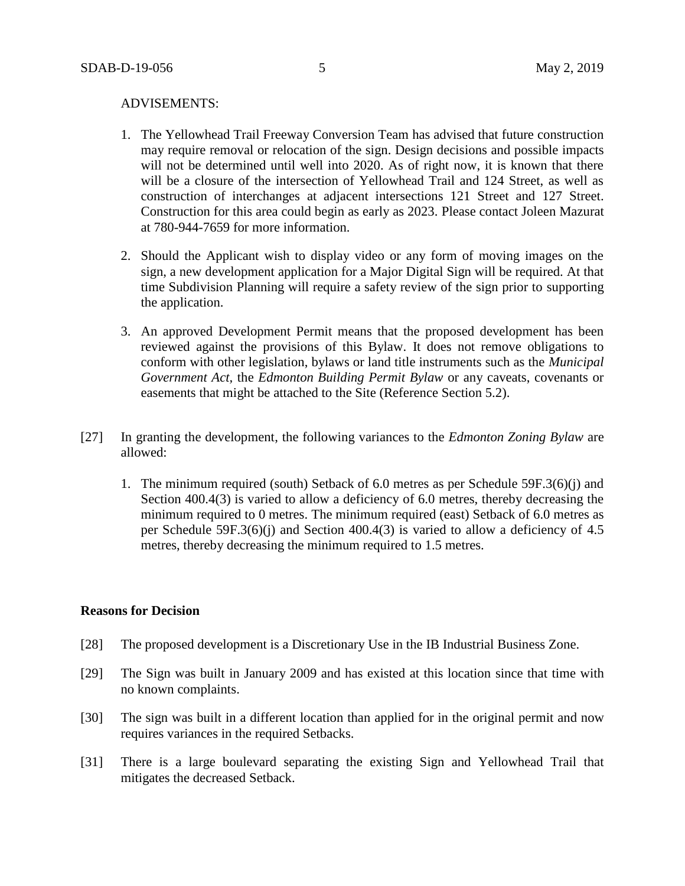ADVISEMENTS:

1. The Yellowhead Trail Freeway Conversion Team has advised that future construction may require removal or relocation of the sign. Design decisions and possible impacts will not be determined until well into 2020. As of right now, it is known that there will be a closure of the intersection of Yellowhead Trail and 124 Street, as well as construction of interchanges at adjacent intersections 121 Street and 127 Street. Construction for this area could begin as early as 2023. Please contact Joleen Mazurat at 780-944-7659 for more information.

2. Should the Applicant wish to display video or any form of moving images on the sign, a new development application for a Major Digital Sign will be required. At that time Subdivision Planning will require a safety review of the sign prior to supporting the application.

3. An approved Development Permit means that the proposed development has been reviewed against the provisions of this Bylaw. It does not remove obligations to conform with other legislation, bylaws or land title instruments such as the *Municipal Government Act*, the *Edmonton Building Permit Bylaw* or any caveats, covenants or easements that might be attached to the Site (Reference Section 5.2).

[27] In granting the development, the following variances to the *Edmonton Zoning Bylaw* are allowed:

1. The minimum required (south) Setback of 6.0 metres as per Schedule 59F.3(6)(j) and Section 400.4(3) is varied to allow a deficiency of 6.0 metres, thereby decreasing the minimum required to 0 metres. The minimum required (east) Setback of 6.0 metres as per Schedule 59F.3(6)(j) and Section 400.4(3) is varied to allow a deficiency of 4.5 metres, thereby decreasing the minimum required to 1.5 metres.

**Reasons for Decision**

[28] The proposed development is a Discretionary Use in the IB Industrial Business Zone.

[29] The Sign was built in January 2009 and has existed at this location since that time with no known complaints.

[30] The sign was built in a different location than applied for in the original permit and now requires variances in the required Setbacks.

[31] There is a large boulevard separating the existing Sign and Yellowhead Trail that mitigates the decreased Setback.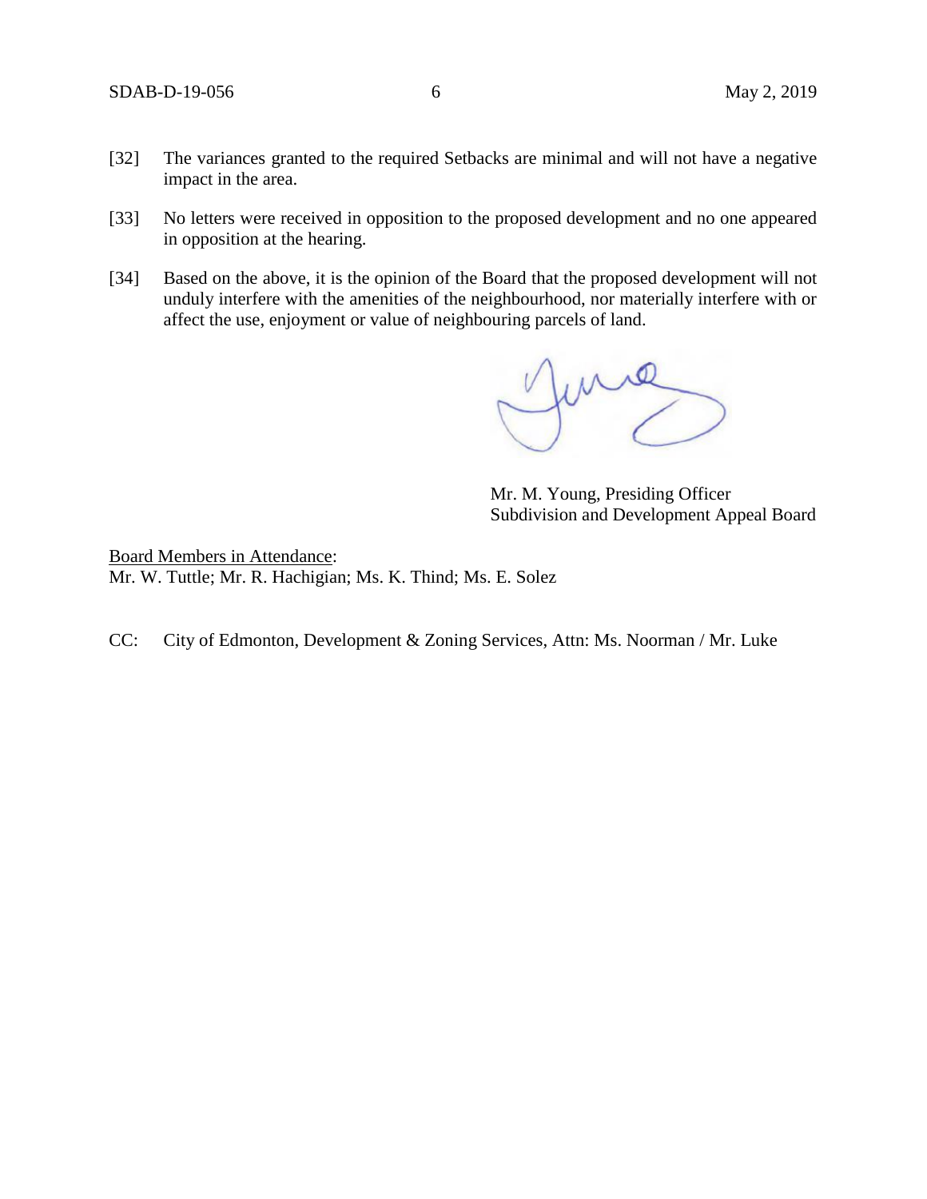[32] The variances granted to the required Setbacks are minimal and will not have a negative impact in the area.

[33] No letters were received in opposition to the proposed development and no one appeared in opposition at the hearing.

[34] Based on the above, it is the opinion of the Board that the proposed development will not unduly interfere with the amenities of the neighbourhood, nor materially interfere with or affect the use, enjoyment or value of neighbouring parcels of land.

Mr. M. Young, Presiding Officer
Subdivision and Development Appeal Board

Board Members in Attendance:
Mr. W. Tuttle; Mr. R. Hachigian; Ms. K. Thind; Ms. E. Solez

CC: City of Edmonton, Development & Zoning Services, Attn: Ms. Noorman / Mr. Luke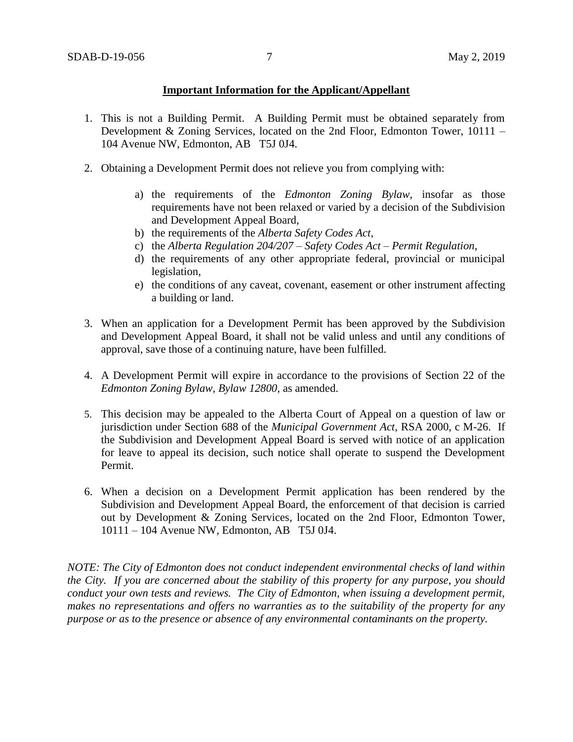**Important Information for the Applicant/Appellant**

1. This is not a Building Permit. A Building Permit must be obtained separately from Development & Zoning Services, located on the 2nd Floor, Edmonton Tower, 10111 – 104 Avenue NW, Edmonton, AB T5J 0J4.

2. Obtaining a Development Permit does not relieve you from complying with:

   a) the requirements of the *Edmonton Zoning Bylaw*, insofar as those requirements have not been relaxed or varied by a decision of the Subdivision and Development Appeal Board,
   b) the requirements of the *Alberta Safety Codes Act*,
   c) the *Alberta Regulation 204/207 – Safety Codes Act – Permit Regulation*,
   d) the requirements of any other appropriate federal, provincial or municipal legislation,
   e) the conditions of any caveat, covenant, easement or other instrument affecting a building or land.

3. When an application for a Development Permit has been approved by the Subdivision and Development Appeal Board, it shall not be valid unless and until any conditions of approval, save those of a continuing nature, have been fulfilled.

4. A Development Permit will expire in accordance to the provisions of Section 22 of the *Edmonton Zoning Bylaw, Bylaw 12800*, as amended.

5. This decision may be appealed to the Alberta Court of Appeal on a question of law or jurisdiction under Section 688 of the *Municipal Government Act*, RSA 2000, c M-26. If the Subdivision and Development Appeal Board is served with notice of an application for leave to appeal its decision, such notice shall operate to suspend the Development Permit.

6. When a decision on a Development Permit application has been rendered by the Subdivision and Development Appeal Board, the enforcement of that decision is carried out by Development & Zoning Services, located on the 2nd Floor, Edmonton Tower, 10111 – 104 Avenue NW, Edmonton, AB T5J 0J4.

*NOTE: The City of Edmonton does not conduct independent environmental checks of land within the City. If you are concerned about the stability of this property for any purpose, you should conduct your own tests and reviews. The City of Edmonton, when issuing a development permit, makes no representations and offers no warranties as to the suitability of the property for any purpose or as to the presence or absence of any environmental contaminants on the property.*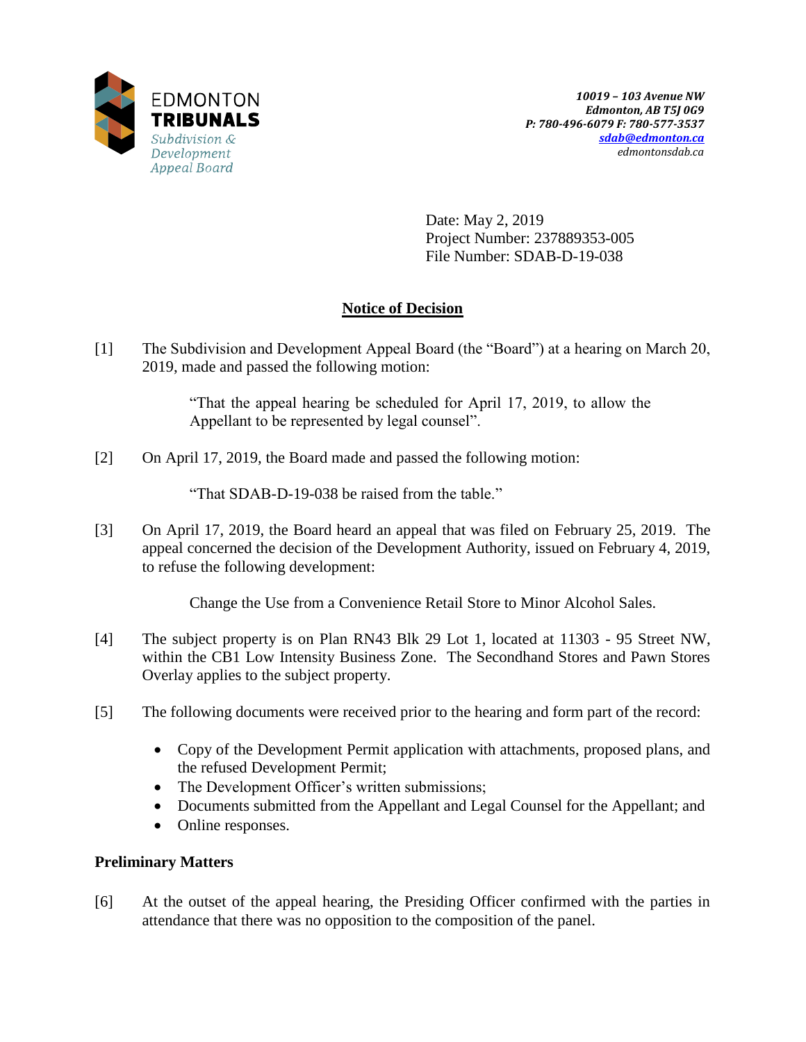EDMONTON
**TRIBUNALS**
*Subdivision & Development Appeal Board*

*10019 – 103 Avenue NW*
*Edmonton, AB T5J 0G9*
*P: 780-496-6079 F: 780-577-3537*
*sdab@edmonton.ca*
*edmontonsdab.ca*

Date: May 2, 2019
Project Number: 237889353-005
File Number: SDAB-D-19-038

## Notice of Decision

[1] The Subdivision and Development Appeal Board (the "Board") at a hearing on March 20, 2019, made and passed the following motion:

> "That the appeal hearing be scheduled for April 17, 2019, to allow the Appellant to be represented by legal counsel".

[2] On April 17, 2019, the Board made and passed the following motion:

> "That SDAB-D-19-038 be raised from the table."

[3] On April 17, 2019, the Board heard an appeal that was filed on February 25, 2019. The appeal concerned the decision of the Development Authority, issued on February 4, 2019, to refuse the following development:

> Change the Use from a Convenience Retail Store to Minor Alcohol Sales.

[4] The subject property is on Plan RN43 Blk 29 Lot 1, located at 11303 - 95 Street NW, within the CB1 Low Intensity Business Zone. The Secondhand Stores and Pawn Stores Overlay applies to the subject property.

[5] The following documents were received prior to the hearing and form part of the record:

- Copy of the Development Permit application with attachments, proposed plans, and the refused Development Permit;
- The Development Officer's written submissions;
- Documents submitted from the Appellant and Legal Counsel for the Appellant; and
- Online responses.

### Preliminary Matters

[6] At the outset of the appeal hearing, the Presiding Officer confirmed with the parties in attendance that there was no opposition to the composition of the panel.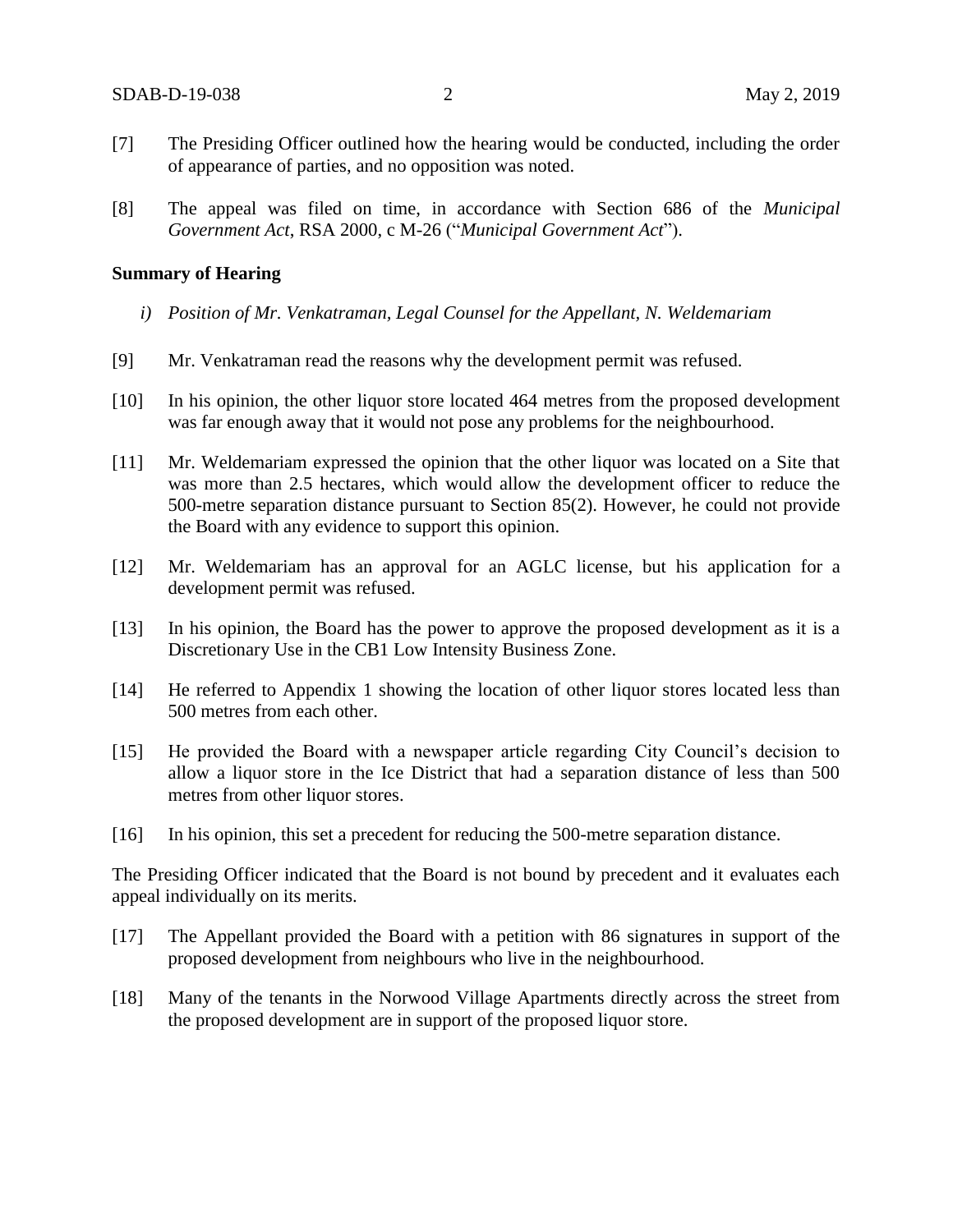[7] The Presiding Officer outlined how the hearing would be conducted, including the order of appearance of parties, and no opposition was noted.

[8] The appeal was filed on time, in accordance with Section 686 of the *Municipal Government Act*, RSA 2000, c M-26 ("*Municipal Government Act*").

**Summary of Hearing**

*i) Position of Mr. Venkatraman, Legal Counsel for the Appellant, N. Weldemariam*

[9] Mr. Venkatraman read the reasons why the development permit was refused.

[10] In his opinion, the other liquor store located 464 metres from the proposed development was far enough away that it would not pose any problems for the neighbourhood.

[11] Mr. Weldemariam expressed the opinion that the other liquor was located on a Site that was more than 2.5 hectares, which would allow the development officer to reduce the 500-metre separation distance pursuant to Section 85(2). However, he could not provide the Board with any evidence to support this opinion.

[12] Mr. Weldemariam has an approval for an AGLC license, but his application for a development permit was refused.

[13] In his opinion, the Board has the power to approve the proposed development as it is a Discretionary Use in the CB1 Low Intensity Business Zone.

[14] He referred to Appendix 1 showing the location of other liquor stores located less than 500 metres from each other.

[15] He provided the Board with a newspaper article regarding City Council's decision to allow a liquor store in the Ice District that had a separation distance of less than 500 metres from other liquor stores.

[16] In his opinion, this set a precedent for reducing the 500-metre separation distance.

The Presiding Officer indicated that the Board is not bound by precedent and it evaluates each appeal individually on its merits.

[17] The Appellant provided the Board with a petition with 86 signatures in support of the proposed development from neighbours who live in the neighbourhood.

[18] Many of the tenants in the Norwood Village Apartments directly across the street from the proposed development are in support of the proposed liquor store.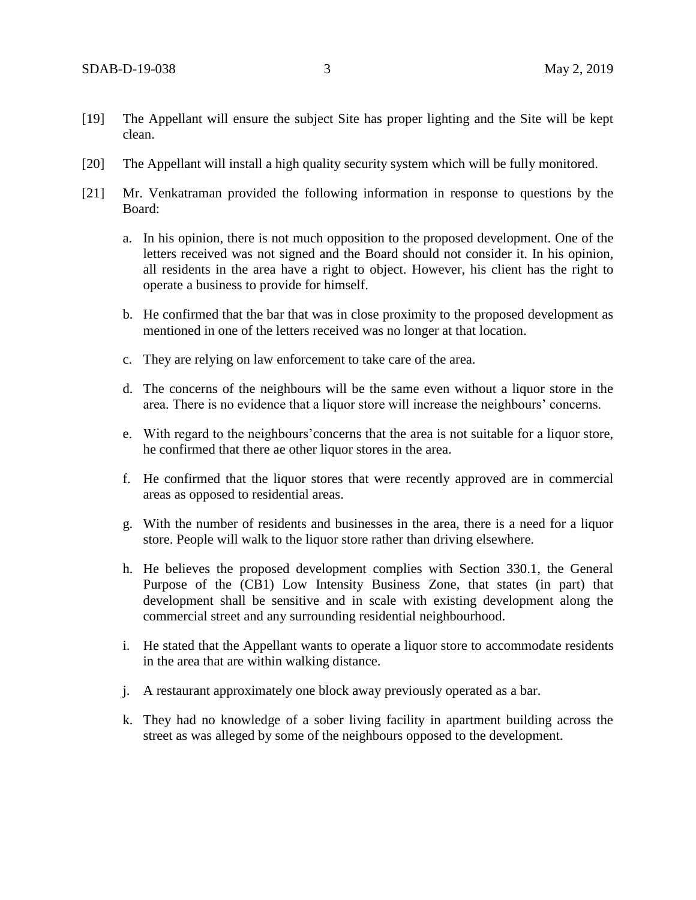[19] The Appellant will ensure the subject Site has proper lighting and the Site will be kept clean.

[20] The Appellant will install a high quality security system which will be fully monitored.

[21] Mr. Venkatraman provided the following information in response to questions by the Board:

a. In his opinion, there is not much opposition to the proposed development. One of the letters received was not signed and the Board should not consider it. In his opinion, all residents in the area have a right to object. However, his client has the right to operate a business to provide for himself.

b. He confirmed that the bar that was in close proximity to the proposed development as mentioned in one of the letters received was no longer at that location.

c. They are relying on law enforcement to take care of the area.

d. The concerns of the neighbours will be the same even without a liquor store in the area. There is no evidence that a liquor store will increase the neighbours' concerns.

e. With regard to the neighbours'concerns that the area is not suitable for a liquor store, he confirmed that there ae other liquor stores in the area.

f. He confirmed that the liquor stores that were recently approved are in commercial areas as opposed to residential areas.

g. With the number of residents and businesses in the area, there is a need for a liquor store. People will walk to the liquor store rather than driving elsewhere.

h. He believes the proposed development complies with Section 330.1, the General Purpose of the (CB1) Low Intensity Business Zone, that states (in part) that development shall be sensitive and in scale with existing development along the commercial street and any surrounding residential neighbourhood.

i. He stated that the Appellant wants to operate a liquor store to accommodate residents in the area that are within walking distance.

j. A restaurant approximately one block away previously operated as a bar.

k. They had no knowledge of a sober living facility in apartment building across the street as was alleged by some of the neighbours opposed to the development.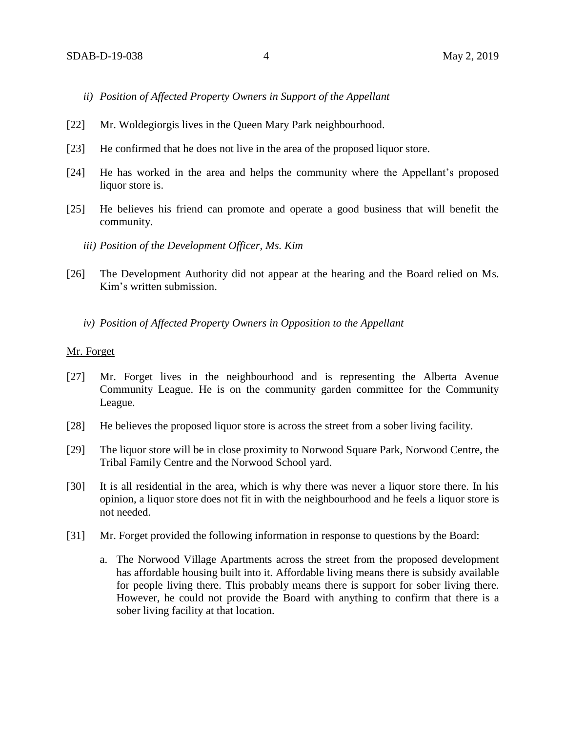*ii) Position of Affected Property Owners in Support of the Appellant*

[22] Mr. Woldegiorgis lives in the Queen Mary Park neighbourhood.

[23] He confirmed that he does not live in the area of the proposed liquor store.

[24] He has worked in the area and helps the community where the Appellant's proposed liquor store is.

[25] He believes his friend can promote and operate a good business that will benefit the community.

*iii) Position of the Development Officer, Ms. Kim*

[26] The Development Authority did not appear at the hearing and the Board relied on Ms. Kim's written submission.

*iv) Position of Affected Property Owners in Opposition to the Appellant*

<u>Mr. Forget</u>

[27] Mr. Forget lives in the neighbourhood and is representing the Alberta Avenue Community League. He is on the community garden committee for the Community League.

[28] He believes the proposed liquor store is across the street from a sober living facility.

[29] The liquor store will be in close proximity to Norwood Square Park, Norwood Centre, the Tribal Family Centre and the Norwood School yard.

[30] It is all residential in the area, which is why there was never a liquor store there. In his opinion, a liquor store does not fit in with the neighbourhood and he feels a liquor store is not needed.

[31] Mr. Forget provided the following information in response to questions by the Board:

a. The Norwood Village Apartments across the street from the proposed development has affordable housing built into it. Affordable living means there is subsidy available for people living there. This probably means there is support for sober living there. However, he could not provide the Board with anything to confirm that there is a sober living facility at that location.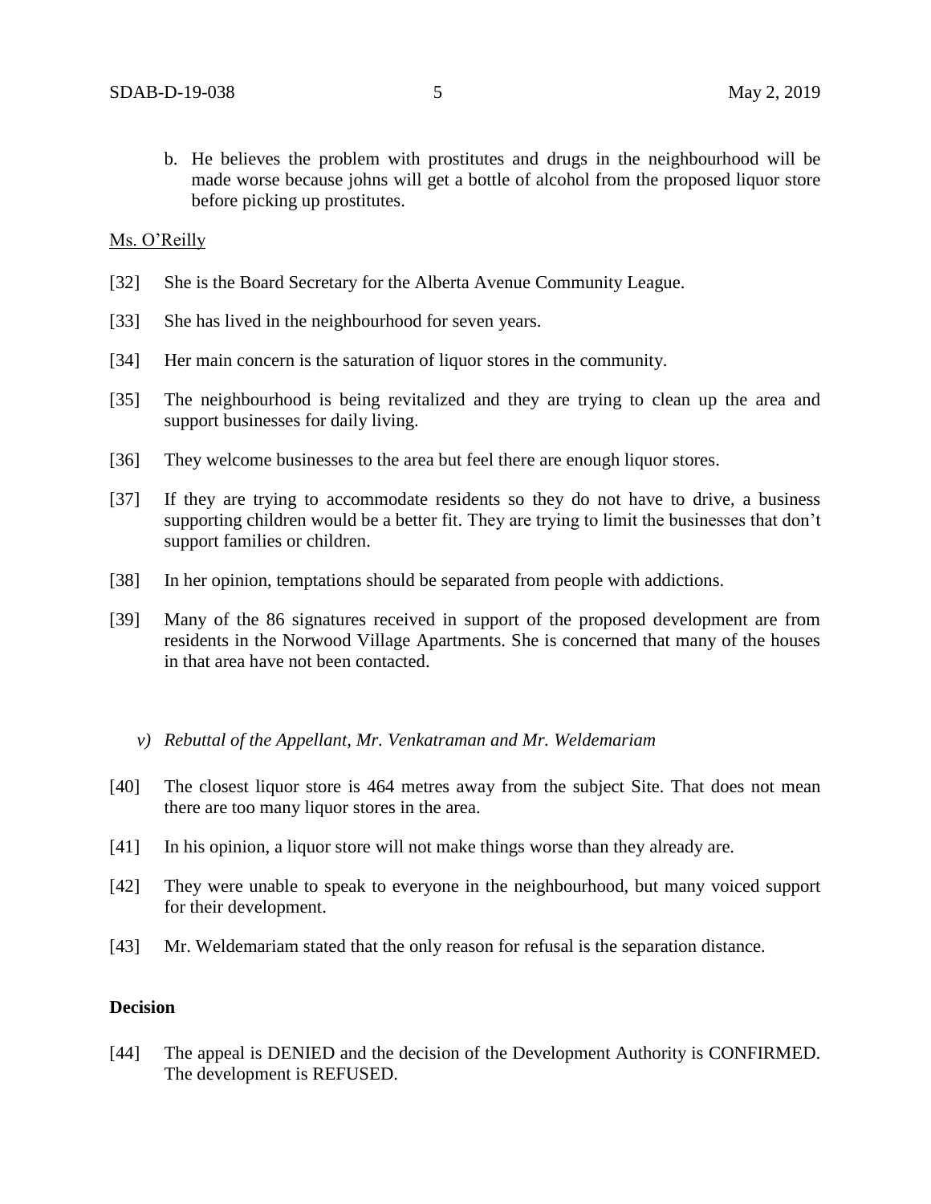b. He believes the problem with prostitutes and drugs in the neighbourhood will be made worse because johns will get a bottle of alcohol from the proposed liquor store before picking up prostitutes.

<u>Ms. O'Reilly</u>

[32] She is the Board Secretary for the Alberta Avenue Community League.

[33] She has lived in the neighbourhood for seven years.

[34] Her main concern is the saturation of liquor stores in the community.

[35] The neighbourhood is being revitalized and they are trying to clean up the area and support businesses for daily living.

[36] They welcome businesses to the area but feel there are enough liquor stores.

[37] If they are trying to accommodate residents so they do not have to drive, a business supporting children would be a better fit. They are trying to limit the businesses that don't support families or children.

[38] In her opinion, temptations should be separated from people with addictions.

[39] Many of the 86 signatures received in support of the proposed development are from residents in the Norwood Village Apartments. She is concerned that many of the houses in that area have not been contacted.

*v) Rebuttal of the Appellant, Mr. Venkatraman and Mr. Weldemariam*

[40] The closest liquor store is 464 metres away from the subject Site. That does not mean there are too many liquor stores in the area.

[41] In his opinion, a liquor store will not make things worse than they already are.

[42] They were unable to speak to everyone in the neighbourhood, but many voiced support for their development.

[43] Mr. Weldemariam stated that the only reason for refusal is the separation distance.

**Decision**

[44] The appeal is DENIED and the decision of the Development Authority is CONFIRMED. The development is REFUSED.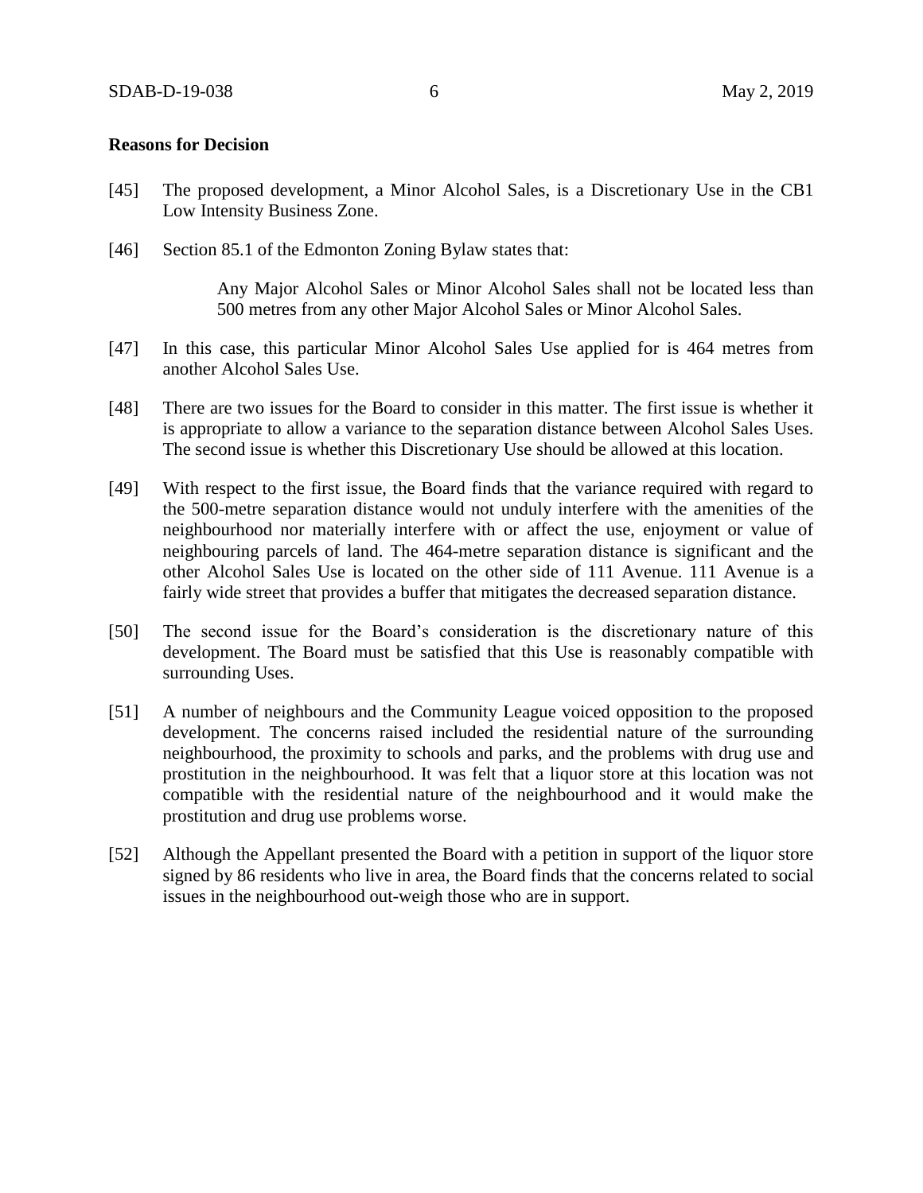**Reasons for Decision**

[45] The proposed development, a Minor Alcohol Sales, is a Discretionary Use in the CB1 Low Intensity Business Zone.

[46] Section 85.1 of the Edmonton Zoning Bylaw states that:

> Any Major Alcohol Sales or Minor Alcohol Sales shall not be located less than 500 metres from any other Major Alcohol Sales or Minor Alcohol Sales.

[47] In this case, this particular Minor Alcohol Sales Use applied for is 464 metres from another Alcohol Sales Use.

[48] There are two issues for the Board to consider in this matter. The first issue is whether it is appropriate to allow a variance to the separation distance between Alcohol Sales Uses. The second issue is whether this Discretionary Use should be allowed at this location.

[49] With respect to the first issue, the Board finds that the variance required with regard to the 500-metre separation distance would not unduly interfere with the amenities of the neighbourhood nor materially interfere with or affect the use, enjoyment or value of neighbouring parcels of land. The 464-metre separation distance is significant and the other Alcohol Sales Use is located on the other side of 111 Avenue. 111 Avenue is a fairly wide street that provides a buffer that mitigates the decreased separation distance.

[50] The second issue for the Board's consideration is the discretionary nature of this development. The Board must be satisfied that this Use is reasonably compatible with surrounding Uses.

[51] A number of neighbours and the Community League voiced opposition to the proposed development. The concerns raised included the residential nature of the surrounding neighbourhood, the proximity to schools and parks, and the problems with drug use and prostitution in the neighbourhood. It was felt that a liquor store at this location was not compatible with the residential nature of the neighbourhood and it would make the prostitution and drug use problems worse.

[52] Although the Appellant presented the Board with a petition in support of the liquor store signed by 86 residents who live in area, the Board finds that the concerns related to social issues in the neighbourhood out-weigh those who are in support.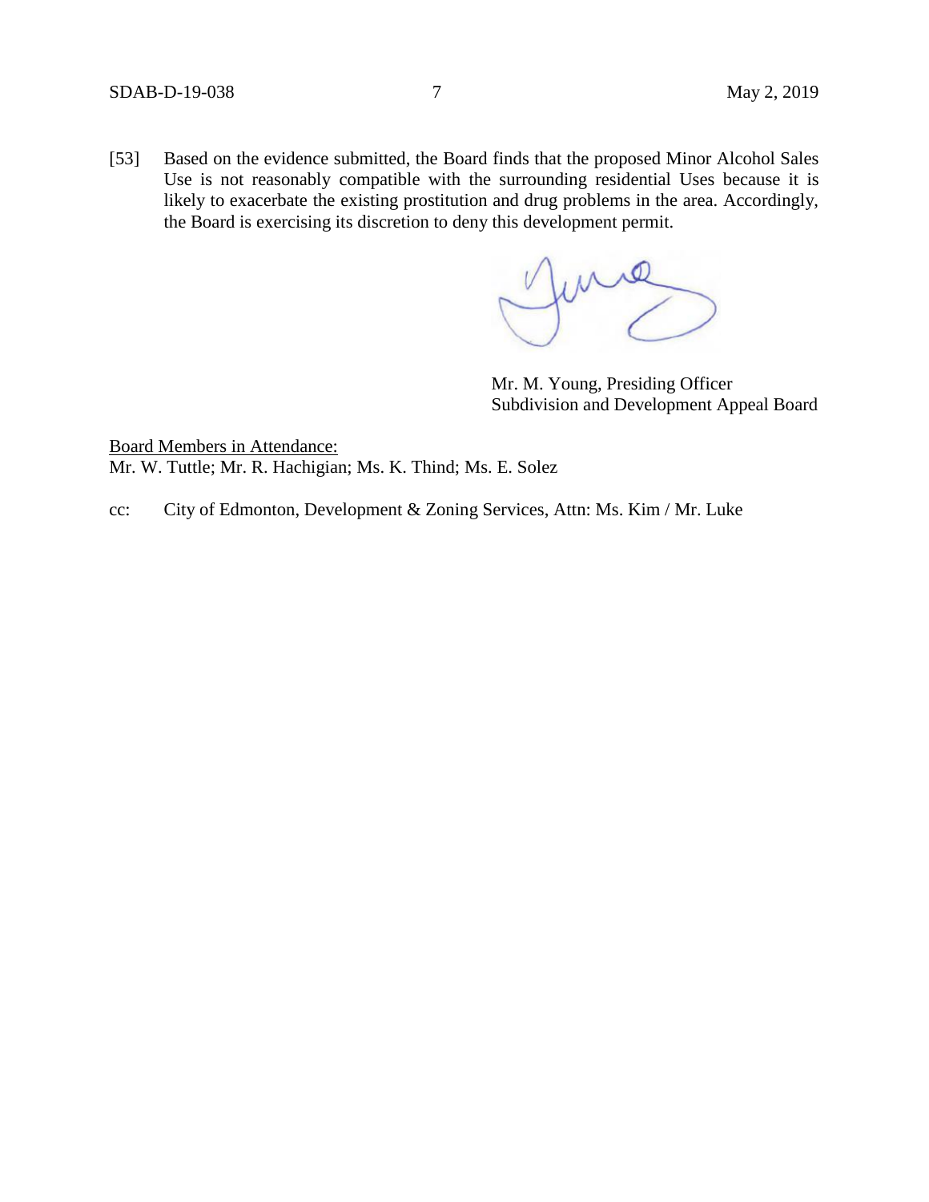[53] Based on the evidence submitted, the Board finds that the proposed Minor Alcohol Sales Use is not reasonably compatible with the surrounding residential Uses because it is likely to exacerbate the existing prostitution and drug problems in the area. Accordingly, the Board is exercising its discretion to deny this development permit.

Mr. M. Young, Presiding Officer
Subdivision and Development Appeal Board

Board Members in Attendance:
Mr. W. Tuttle; Mr. R. Hachigian; Ms. K. Thind; Ms. E. Solez

cc: City of Edmonton, Development & Zoning Services, Attn: Ms. Kim / Mr. Luke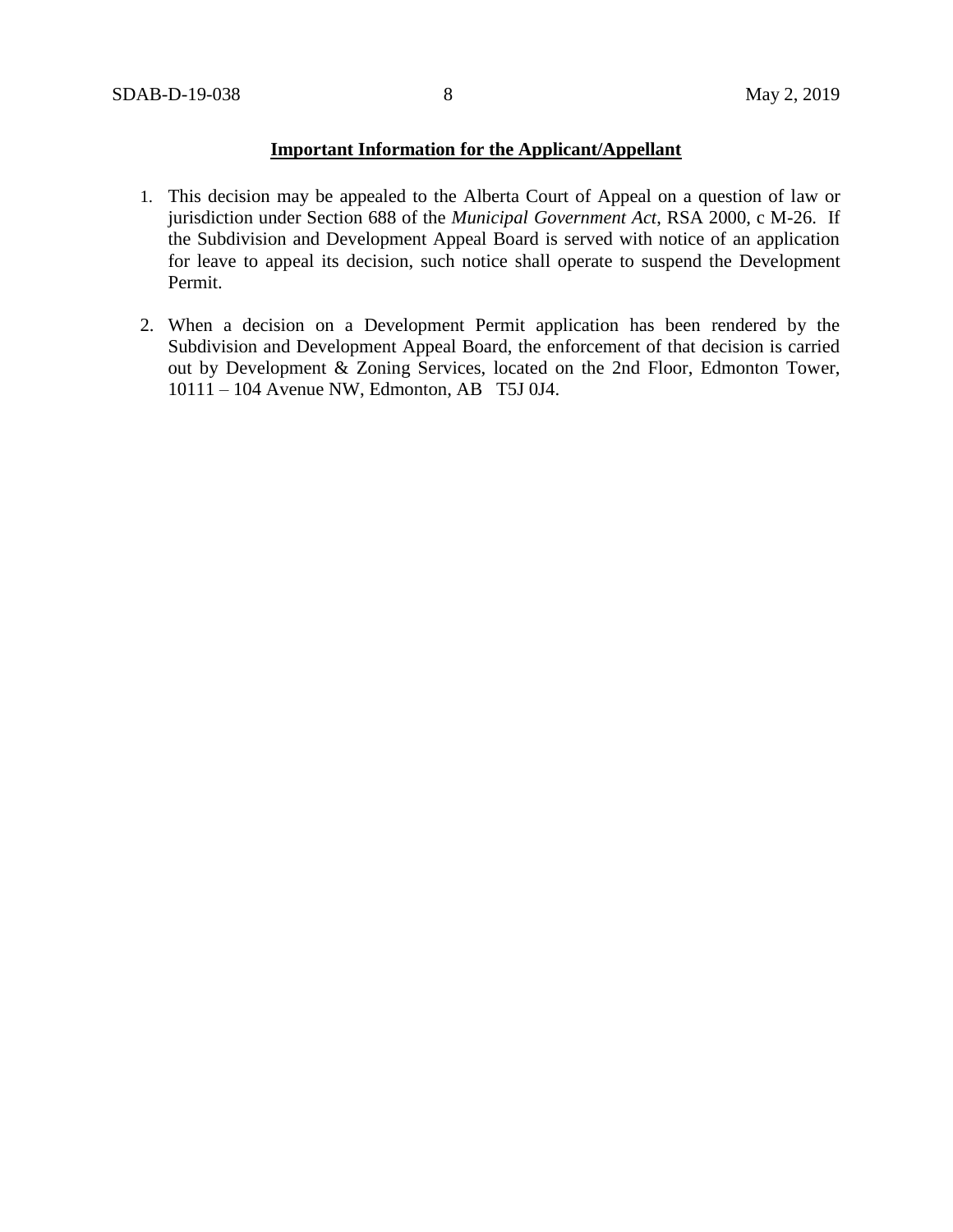**Important Information for the Applicant/Appellant**

1. This decision may be appealed to the Alberta Court of Appeal on a question of law or jurisdiction under Section 688 of the *Municipal Government Act*, RSA 2000, c M-26. If the Subdivision and Development Appeal Board is served with notice of an application for leave to appeal its decision, such notice shall operate to suspend the Development Permit.

2. When a decision on a Development Permit application has been rendered by the Subdivision and Development Appeal Board, the enforcement of that decision is carried out by Development & Zoning Services, located on the 2nd Floor, Edmonton Tower, 10111 – 104 Avenue NW, Edmonton, AB T5J 0J4.